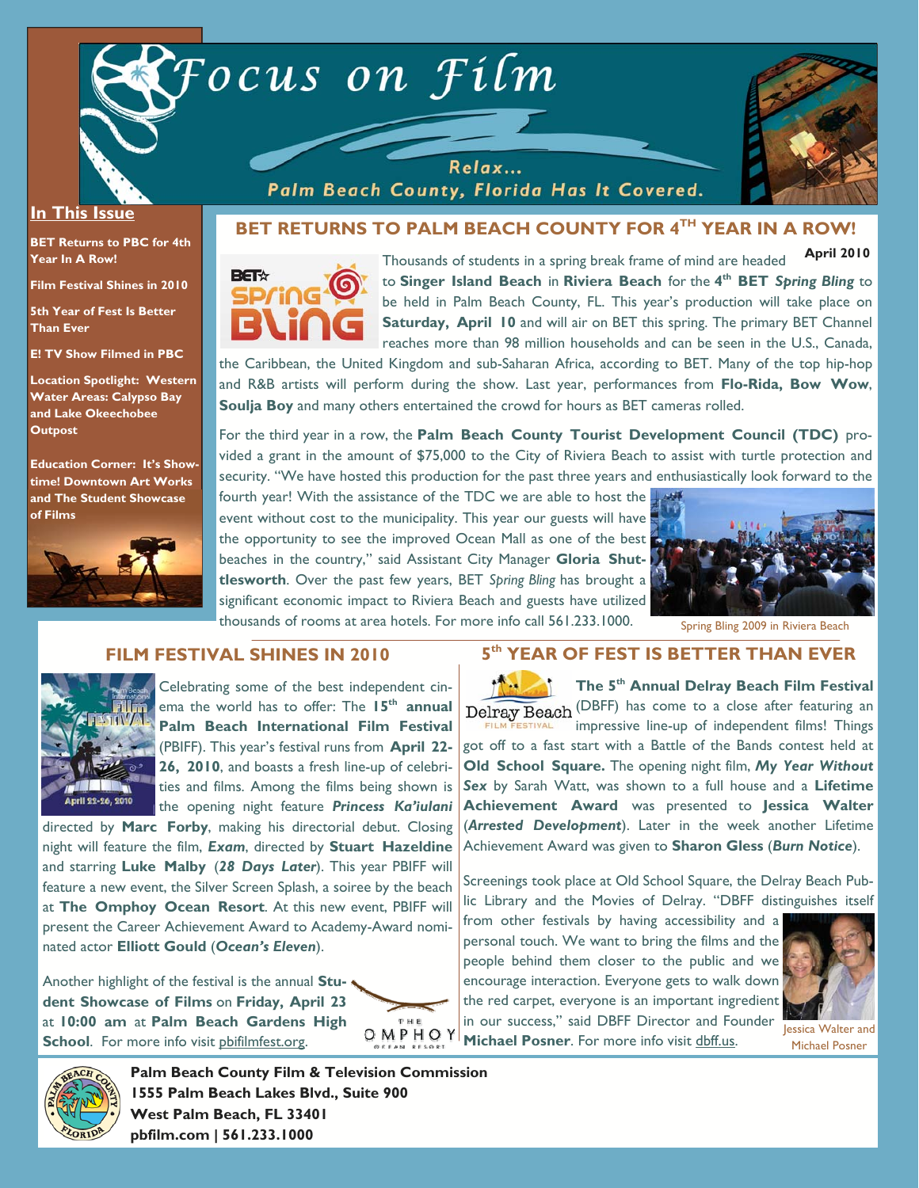# Focus on Film

Relax...
Palm Beach County, Florida Has It Covered.

## In This Issue

- BET Returns to PBC for 4th Year In A Row!
- Film Festival Shines in 2010
- 5th Year of Fest Is Better Than Ever
- E! TV Show Filmed in PBC
- Location Spotlight: Western Water Areas: Calypso Bay and Lake Okeechobee Outpost
- Education Corner: It's Showtime! Downtown Art Works and The Student Showcase of Films

## BET RETURNS TO PALM BEACH COUNTY FOR 4TH YEAR IN A ROW!

**April 2010**

Thousands of students in a spring break frame of mind are headed to **Singer Island Beach** in **Riviera Beach** for the **4th BET *Spring Bling*** to be held in Palm Beach County, FL. This year's production will take place on **Saturday, April 10** and will air on BET this spring. The primary BET Channel reaches more than 98 million households and can be seen in the U.S., Canada, the Caribbean, the United Kingdom and sub-Saharan Africa, according to BET. Many of the top hip-hop and R&B artists will perform during the show. Last year, performances from **Flo-Rida, Bow Wow**, **Soulja Boy** and many others entertained the crowd for hours as BET cameras rolled.

For the third year in a row, the **Palm Beach County Tourist Development Council (TDC)** provided a grant in the amount of $75,000 to the City of Riviera Beach to assist with turtle protection and security. "We have hosted this production for the past three years and enthusiastically look forward to the fourth year! With the assistance of the TDC we are able to host the event without cost to the municipality. This year our guests will have the opportunity to see the improved Ocean Mall as one of the best beaches in the country," said Assistant City Manager **Gloria Shuttlesworth**. Over the past few years, BET *Spring Bling* has brought a significant economic impact to Riviera Beach and guests have utilized thousands of rooms at area hotels. For more info call 561.233.1000.

Spring Bling 2009 in Riviera Beach

## FILM FESTIVAL SHINES IN 2010

Celebrating some of the best independent cinema the world has to offer: The **15th annual Palm Beach International Film Festival** (PBIFF). This year's festival runs from **April 22-26, 2010**, and boasts a fresh line-up of celebrities and films. Among the films being shown is the opening night feature ***Princess Ka'iulani*** directed by **Marc Forby**, making his directorial debut. Closing night will feature the film, ***Exam***, directed by **Stuart Hazeldine** and starring **Luke Malby** (***28 Days Later***). This year PBIFF will feature a new event, the Silver Screen Splash, a soiree by the beach at **The Omphoy Ocean Resort**. At this new event, PBIFF will present the Career Achievement Award to Academy-Award nominated actor **Elliott Gould** (***Ocean's Eleven***).

Another highlight of the festival is the annual **Student Showcase of Films** on **Friday, April 23** at **10:00 am** at **Palm Beach Gardens High School**. For more info visit pbifilmfest.org.

## 5th YEAR OF FEST IS BETTER THAN EVER

**The 5th Annual Delray Beach Film Festival** (DBFF) has come to a close after featuring an impressive line-up of independent films! Things got off to a fast start with a Battle of the Bands contest held at **Old School Square.** The opening night film, ***My Year Without Sex*** by Sarah Watt, was shown to a full house and a **Lifetime Achievement Award** was presented to **Jessica Walter** (***Arrested Development***). Later in the week another Lifetime Achievement Award was given to **Sharon Gless** (***Burn Notice***).

Screenings took place at Old School Square, the Delray Beach Public Library and the Movies of Delray. "DBFF distinguishes itself from other festivals by having accessibility and a personal touch. We want to bring the films and the people behind them closer to the public and we encourage interaction. Everyone gets to walk down the red carpet, everyone is an important ingredient in our success," said DBFF Director and Founder **Michael Posner**. For more info visit dbff.us.

Jessica Walter and Michael Posner

**Palm Beach County Film & Television Commission**
**1555 Palm Beach Lakes Blvd., Suite 900**
**West Palm Beach, FL 33401**
**pbfilm.com | 561.233.1000**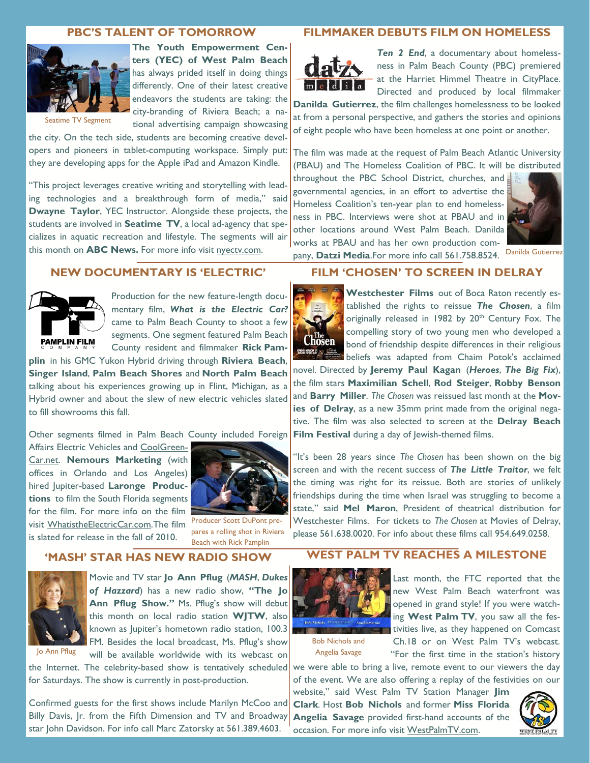## PBC'S TALENT OF TOMORROW

Seatime TV Segment

**The Youth Empowerment Centers (YEC) of West Palm Beach** has always prided itself in doing things differently. One of their latest creative endeavors the students are taking: the city-branding of Riviera Beach; a national advertising campaign showcasing the city. On the tech side, students are becoming creative developers and pioneers in tablet-computing workspace. Simply put: they are developing apps for the Apple iPad and Amazon Kindle.

"This project leverages creative writing and storytelling with leading technologies and a breakthrough form of media," said **Dwayne Taylor**, YEC Instructor. Alongside these projects, the students are involved in **Seatime TV**, a local ad-agency that specializes in aquatic recreation and lifestyle. The segments will air this month on **ABC News.** For more info visit nyectv.com.

## NEW DOCUMENTARY IS 'ELECTRIC'

Production for the new feature-length documentary film, ***What is the Electric Car?*** came to Palm Beach County to shoot a few segments. One segment featured Palm Beach County resident and filmmaker **Rick Pamplin** in his GMC Yukon Hybrid driving through **Riviera Beach**, **Singer Island**, **Palm Beach Shores** and **North Palm Beach** talking about his experiences growing up in Flint, Michigan, as a Hybrid owner and about the slew of new electric vehicles slated to fill showrooms this fall.

Other segments filmed in Palm Beach County included Foreign Affairs Electric Vehicles and CoolGreenCar.net. **Nemours Marketing** (with offices in Orlando and Los Angeles) hired Jupiter-based **Laronge Productions** to film the South Florida segments for the film. For more info on the film visit WhatistheElectricCar.com. The film is slated for release in the fall of 2010.

Producer Scott DuPont prepares a rolling shot in Riviera Beach with Rick Pamplin

## 'MASH' STAR HAS NEW RADIO SHOW

Jo Ann Pflug

Movie and TV star **Jo Ann Pflug** (***MASH***, ***Dukes of Hazzard***) has a new radio show, **"The Jo Ann Pflug Show."** Ms. Pflug's show will debut this month on local radio station **WJTW**, also known as Jupiter's hometown radio station, 100.3 FM. Besides the local broadcast, Ms. Pflug's show will be available worldwide with its webcast on the Internet. The celebrity-based show is tentatively scheduled for Saturdays. The show is currently in post-production.

Confirmed guests for the first shows include Marilyn McCoo and Billy Davis, Jr. from the Fifth Dimension and TV and Broadway star John Davidson. For info call Marc Zatorsky at 561.389.4603.

## FILMMAKER DEBUTS FILM ON HOMELESS

***Ten 2 End***, a documentary about homelessness in Palm Beach County (PBC) premiered at the Harriet Himmel Theatre in CityPlace. Directed and produced by local filmmaker **Danilda Gutierrez**, the film challenges homelessness to be looked at from a personal perspective, and gathers the stories and opinions of eight people who have been homeless at one point or another.

The film was made at the request of Palm Beach Atlantic University (PBAU) and The Homeless Coalition of PBC. It will be distributed throughout the PBC School District, churches, and governmental agencies, in an effort to advertise the Homeless Coalition's ten-year plan to end homelessness in PBC. Interviews were shot at PBAU and in other locations around West Palm Beach. Danilda works at PBAU and has her own production company, **Datzi Media**.For more info call 561.758.8524.

Danilda Gutierrez

## FILM 'CHOSEN' TO SCREEN IN DELRAY

**Westchester Films** out of Boca Raton recently established the rights to reissue ***The Chosen***, a film originally released in 1982 by 20th Century Fox. The compelling story of two young men who developed a bond of friendship despite differences in their religious beliefs was adapted from Chaim Potok's acclaimed novel. Directed by **Jeremy Paul Kagan** (***Heroes***, ***The Big Fix***), the film stars **Maximilian Schell**, **Rod Steiger**, **Robby Benson** and **Barry Miller**. *The Chosen* was reissued last month at the **Movies of Delray**, as a new 35mm print made from the original negative. The film was also selected to screen at the **Delray Beach Film Festival** during a day of Jewish-themed films.

"It's been 28 years since *The Chosen* has been shown on the big screen and with the recent success of ***The Little Traitor***, we felt the timing was right for its reissue. Both are stories of unlikely friendships during the time when Israel was struggling to become a state," said **Mel Maron**, President of theatrical distribution for Westchester Films. For tickets to *The Chosen* at Movies of Delray, please 561.638.0020. For info about these films call 954.649.0258.

## WEST PALM TV REACHES A MILESTONE

Bob Nichols and Angelia Savage

Last month, the FTC reported that the new West Palm Beach waterfront was opened in grand style! If you were watching **West Palm TV**, you saw all the festivities live, as they happened on Comcast Ch.18 or on West Palm TV's webcast. "For the first time in the station's history we were able to bring a live, remote event to our viewers the day of the event. We are also offering a replay of the festivities on our website," said West Palm TV Station Manager **Jim Clark**. Host **Bob Nichols** and former **Miss Florida Angelia Savage** provided first-hand accounts of the occasion. For more info visit WestPalmTV.com.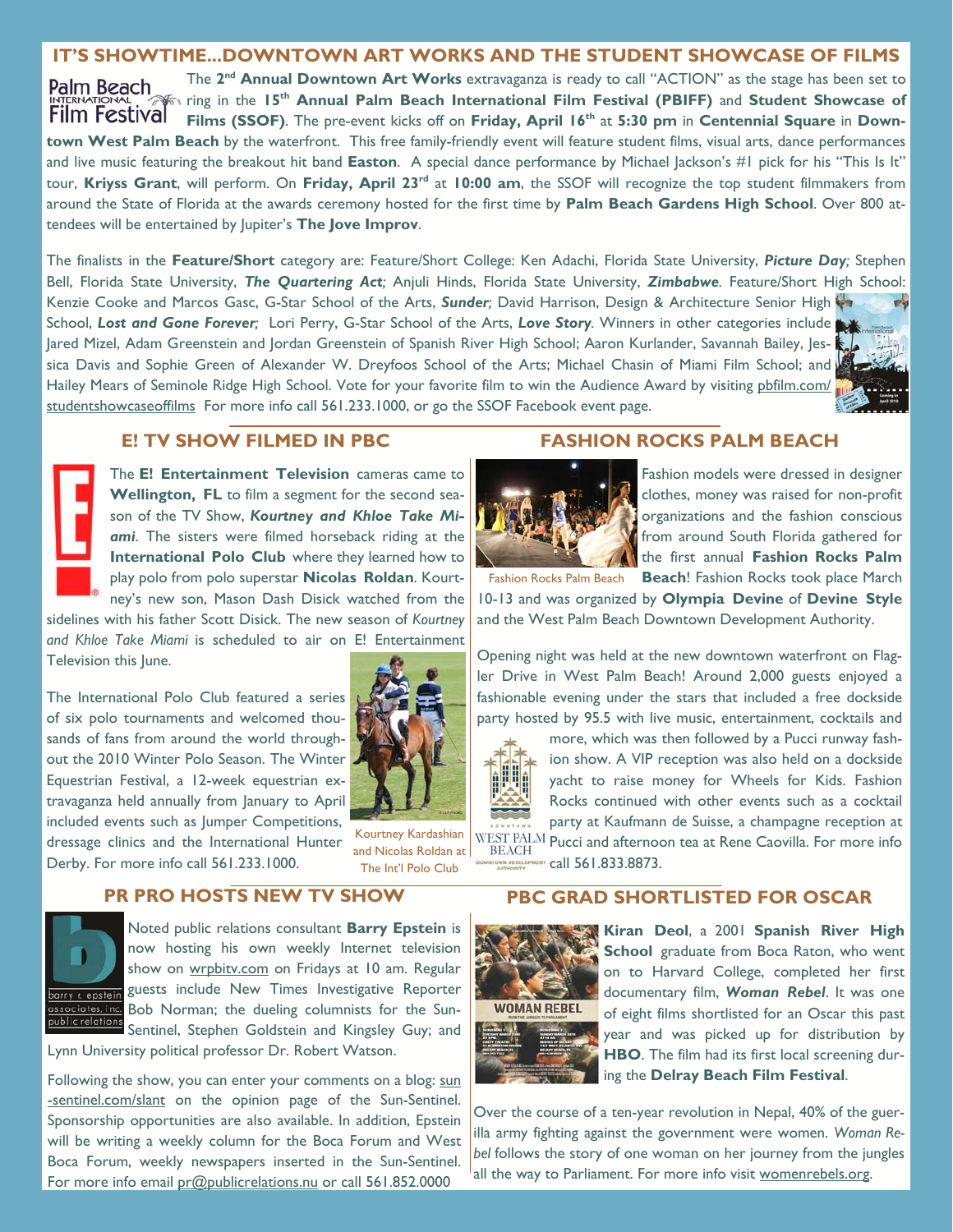## IT'S SHOWTIME...DOWNTOWN ART WORKS AND THE STUDENT SHOWCASE OF FILMS

The **2nd Annual Downtown Art Works** extravaganza is ready to call "ACTION" as the stage has been set to ring in the **15th Annual Palm Beach International Film Festival (PBIFF)** and **Student Showcase of Films (SSOF)**. The pre-event kicks off on **Friday, April 16th** at **5:30 pm** in **Centennial Square** in **Downtown West Palm Beach** by the waterfront. This free family-friendly event will feature student films, visual arts, dance performances and live music featuring the breakout hit band **Easton**. A special dance performance by Michael Jackson's #1 pick for his "This Is It" tour, **Kriyss Grant**, will perform. On **Friday, April 23rd** at **10:00 am**, the SSOF will recognize the top student filmmakers from around the State of Florida at the awards ceremony hosted for the first time by **Palm Beach Gardens High School**. Over 800 attendees will be entertained by Jupiter's **The Jove Improv**.

The finalists in the **Feature/Short** category are: Feature/Short College: Ken Adachi, Florida State University, ***Picture Day;*** Stephen Bell, Florida State University, ***The Quartering Act;*** Anjuli Hinds, Florida State University, ***Zimbabwe***. Feature/Short High School: Kenzie Cooke and Marcos Gasc, G-Star School of the Arts, ***Sunder;*** David Harrison, Design & Architecture Senior High School, ***Lost and Gone Forever;*** Lori Perry, G-Star School of the Arts, ***Love Story***. Winners in other categories include Jared Mizel, Adam Greenstein and Jordan Greenstein of Spanish River High School; Aaron Kurlander, Savannah Bailey, Jessica Davis and Sophie Green of Alexander W. Dreyfoos School of the Arts; Michael Chasin of Miami Film School; and Hailey Mears of Seminole Ridge High School. Vote for your favorite film to win the Audience Award by visiting pbfilm.com/studentshowcaseoffilms For more info call 561.233.1000, or go the SSOF Facebook event page.

## E! TV SHOW FILMED IN PBC

The **E! Entertainment Television** cameras came to **Wellington, FL** to film a segment for the second season of the TV Show, ***Kourtney and Khloe Take Miami***. The sisters were filmed horseback riding at the **International Polo Club** where they learned how to play polo from polo superstar **Nicolas Roldan**. Kourtney's new son, Mason Dash Disick watched from the sidelines with his father Scott Disick. The new season of *Kourtney and Khloe Take Miami* is scheduled to air on E! Entertainment Television this June.

The International Polo Club featured a series of six polo tournaments and welcomed thousands of fans from around the world throughout the 2010 Winter Polo Season. The Winter Equestrian Festival, a 12-week equestrian extravaganza held annually from January to April included events such as Jumper Competitions, dressage clinics and the International Hunter Derby. For more info call 561.233.1000.

Kourtney Kardashian and Nicolas Roldan at The Int'l Polo Club

## FASHION ROCKS PALM BEACH

Fashion Rocks Palm Beach

Fashion models were dressed in designer clothes, money was raised for non-profit organizations and the fashion conscious from around South Florida gathered for the first annual **Fashion Rocks Palm Beach**! Fashion Rocks took place March 10-13 and was organized by **Olympia Devine** of **Devine Style** and the West Palm Beach Downtown Development Authority.

Opening night was held at the new downtown waterfront on Flagler Drive in West Palm Beach! Around 2,000 guests enjoyed a fashionable evening under the stars that included a free dockside party hosted by 95.5 with live music, entertainment, cocktails and more, which was then followed by a Pucci runway fashion show. A VIP reception was also held on a dockside yacht to raise money for Wheels for Kids. Fashion Rocks continued with other events such as a cocktail party at Kaufmann de Suisse, a champagne reception at Pucci and afternoon tea at Rene Caovilla. For more info call 561.833.8873.

## PR PRO HOSTS NEW TV SHOW

Noted public relations consultant **Barry Epstein** is now hosting his own weekly Internet television show on wrpbitv.com on Fridays at 10 am. Regular guests include New Times Investigative Reporter Bob Norman; the dueling columnists for the Sun-Sentinel, Stephen Goldstein and Kingsley Guy; and Lynn University political professor Dr. Robert Watson.

Following the show, you can enter your comments on a blog: sun-sentinel.com/slant on the opinion page of the Sun-Sentinel. Sponsorship opportunities are also available. In addition, Epstein will be writing a weekly column for the Boca Forum and West Boca Forum, weekly newspapers inserted in the Sun-Sentinel. For more info email pr@publicrelations.nu or call 561.852.0000

## PBC GRAD SHORTLISTED FOR OSCAR

**Kiran Deol**, a 2001 **Spanish River High School** graduate from Boca Raton, who went on to Harvard College, completed her first documentary film, ***Woman Rebel***. It was one of eight films shortlisted for an Oscar this past year and was picked up for distribution by **HBO**. The film had its first local screening during the **Delray Beach Film Festival**.

Over the course of a ten-year revolution in Nepal, 40% of the guerilla army fighting against the government were women. *Woman Rebel* follows the story of one woman on her journey from the jungles all the way to Parliament. For more info visit womenrebels.org.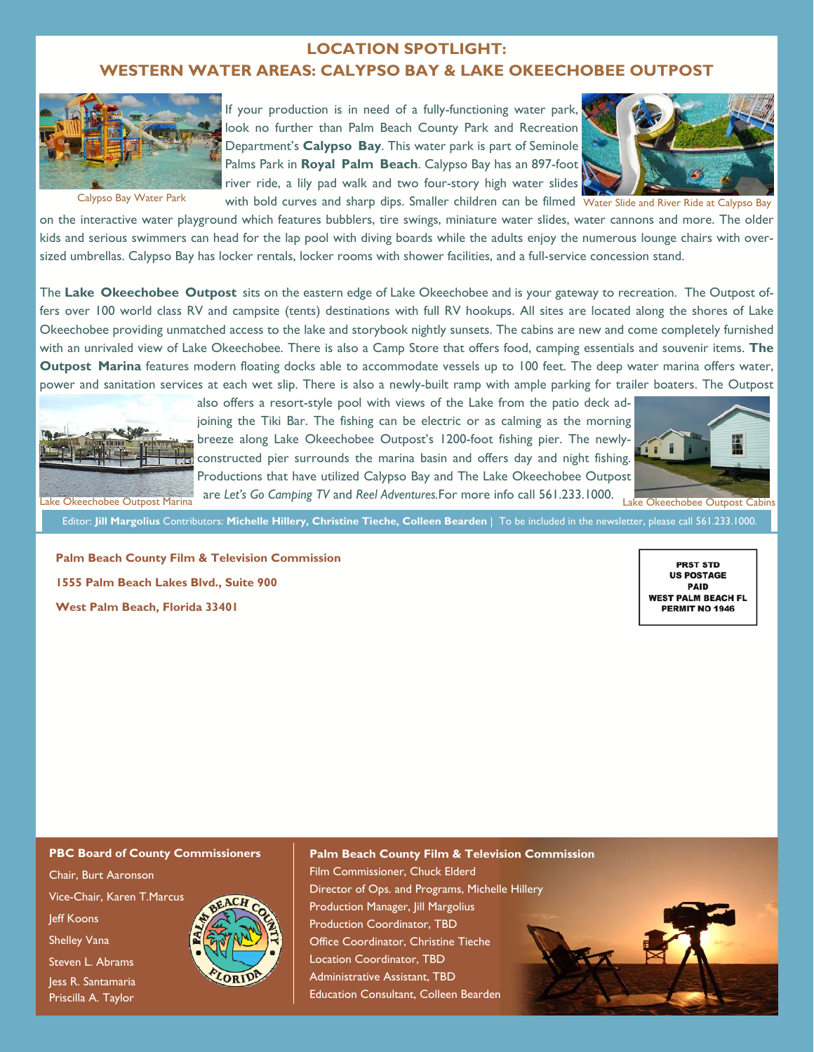## LOCATION SPOTLIGHT:
## WESTERN WATER AREAS: CALYPSO BAY & LAKE OKEECHOBEE OUTPOST

Calypso Bay Water Park

Water Slide and River Ride at Calypso Bay

If your production is in need of a fully-functioning water park, look no further than Palm Beach County Park and Recreation Department's **Calypso Bay**. This water park is part of Seminole Palms Park in **Royal Palm Beach**. Calypso Bay has an 897-foot river ride, a lily pad walk and two four-story high water slides with bold curves and sharp dips. Smaller children can be filmed on the interactive water playground which features bubblers, tire swings, miniature water slides, water cannons and more. The older kids and serious swimmers can head for the lap pool with diving boards while the adults enjoy the numerous lounge chairs with over-sized umbrellas. Calypso Bay has locker rentals, locker rooms with shower facilities, and a full-service concession stand.

The **Lake Okeechobee Outpost** sits on the eastern edge of Lake Okeechobee and is your gateway to recreation. The Outpost offers over 100 world class RV and campsite (tents) destinations with full RV hookups. All sites are located along the shores of Lake Okeechobee providing unmatched access to the lake and storybook nightly sunsets. The cabins are new and come completely furnished with an unrivaled view of Lake Okeechobee. There is also a Camp Store that offers food, camping essentials and souvenir items. **The Outpost Marina** features modern floating docks able to accommodate vessels up to 100 feet. The deep water marina offers water, power and sanitation services at each wet slip. There is also a newly-built ramp with ample parking for trailer boaters. The Outpost also offers a resort-style pool with views of the Lake from the patio deck adjoining the Tiki Bar. The fishing can be electric or as calming as the morning breeze along Lake Okeechobee Outpost's 1200-foot fishing pier. The newly-constructed pier surrounds the marina basin and offers day and night fishing. Productions that have utilized Calypso Bay and The Lake Okeechobee Outpost are *Let's Go Camping TV* and *Reel Adventures.*For more info call 561.233.1000.

Lake Okeechobee Outpost Marina

Lake Okeechobee Outpost Cabins

Editor: **Jill Margolius** Contributors: **Michelle Hillery, Christine Tieche, Colleen Bearden** | To be included in the newsletter, please call 561.233.1000.

**Palm Beach County Film & Television Commission**

**1555 Palm Beach Lakes Blvd., Suite 900**

**West Palm Beach, Florida 33401**

PRST STD
US POSTAGE
PAID
WEST PALM BEACH FL
PERMIT NO 1946

**PBC Board of County Commissioners**

Chair, Burt Aaronson
Vice-Chair, Karen T.Marcus
Jeff Koons
Shelley Vana
Steven L. Abrams
Jess R. Santamaria
Priscilla A. Taylor

**Palm Beach County Film & Television Commission**

Film Commissioner, Chuck Elderd
Director of Ops. and Programs, Michelle Hillery
Production Manager, Jill Margolius
Production Coordinator, TBD
Office Coordinator, Christine Tieche
Location Coordinator, TBD
Administrative Assistant, TBD
Education Consultant, Colleen Bearden